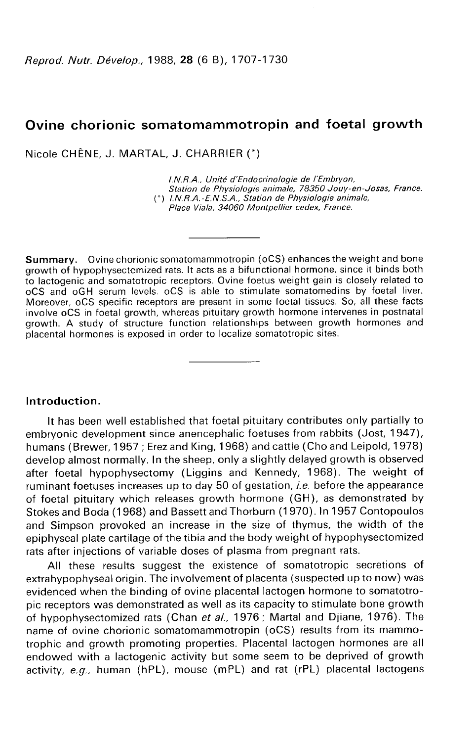# Ovine chorionic somatomammotropin and foetal growth

Nicole CHÊNE, J. MARTAL, J. CHARRIER (*)

*I.N.R.A., Unité d'Endocrinologie de l'Embryon, Station de Physiologie animale, 78350 Jouy-en-Josas, France.*
(*) *I.N.R.A.-E.N.S.A., Station de Physiologie animale, Place Viala, 34060 Montpellier cedex, France.*

---

**Summary.** Ovine chorionic somatomammotropin (oCS) enhances the weight and bone growth of hypophysectomized rats. It acts as a bifunctional hormone, since it binds both to lactogenic and somatotropic receptors. Ovine foetus weight gain is closely related to oCS and oGH serum levels. oCS is able to stimulate somatomedins by foetal liver. Moreover, oCS specific receptors are present in some foetal tissues. So, all these facts involve oCS in foetal growth, whereas pituitary growth hormone intervenes in postnatal growth. A study of structure function relationships between growth hormones and placental hormones is exposed in order to localize somatotropic sites.

---

## Introduction.

It has been well established that foetal pituitary contributes only partially to embryonic development since anencephalic foetuses from rabbits (Jost, 1947), humans (Brewer, 1957 ; Erez and King, 1968) and cattle (Cho and Leipold, 1978) develop almost normally. In the sheep, only a slightly delayed growth is observed after foetal hypophysectomy (Liggins and Kennedy, 1968). The weight of ruminant foetuses increases up to day 50 of gestation, *i.e.* before the appearance of foetal pituitary which releases growth hormone (GH), as demonstrated by Stokes and Boda (1968) and Bassett and Thorburn (1970). In 1957 Contopoulos and Simpson provoked an increase in the size of thymus, the width of the epiphyseal plate cartilage of the tibia and the body weight of hypophysectomized rats after injections of variable doses of plasma from pregnant rats.

All these results suggest the existence of somatotropic secretions of extrahypophyseal origin. The involvement of placenta (suspected up to now) was evidenced when the binding of ovine placental lactogen hormone to somatotropic receptors was demonstrated as well as its capacity to stimulate bone growth of hypophysectomized rats (Chan *et al.*, 1976 ; Martal and Djiane, 1976). The name of ovine chorionic somatomammotropin (oCS) results from its mammotrophic and growth promoting properties. Placental lactogen hormones are all endowed with a lactogenic activity but some seem to be deprived of growth activity, *e.g.*, human (hPL), mouse (mPL) and rat (rPL) placental lactogens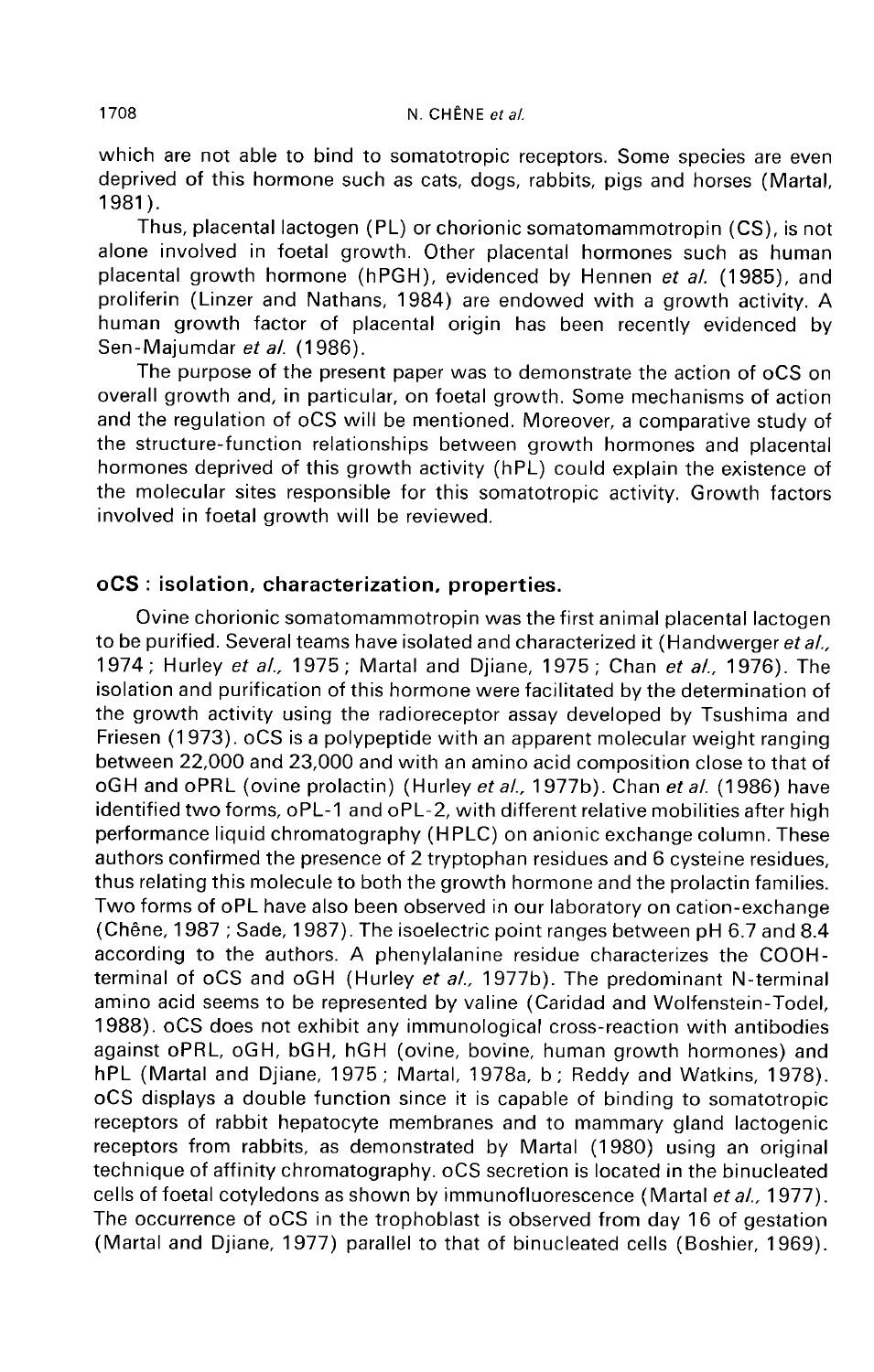which are not able to bind to somatotropic receptors. Some species are even deprived of this hormone such as cats, dogs, rabbits, pigs and horses (Martal, 1981).

Thus, placental lactogen (PL) or chorionic somatomammotropin (CS), is not alone involved in foetal growth. Other placental hormones such as human placental growth hormone (hPGH), evidenced by Hennen *et al.* (1985), and proliferin (Linzer and Nathans, 1984) are endowed with a growth activity. A human growth factor of placental origin has been recently evidenced by Sen-Majumdar *et al.* (1986).

The purpose of the present paper was to demonstrate the action of oCS on overall growth and, in particular, on foetal growth. Some mechanisms of action and the regulation of oCS will be mentioned. Moreover, a comparative study of the structure-function relationships between growth hormones and placental hormones deprived of this growth activity (hPL) could explain the existence of the molecular sites responsible for this somatotropic activity. Growth factors involved in foetal growth will be reviewed.

## oCS : isolation, characterization, properties.

Ovine chorionic somatomammotropin was the first animal placental lactogen to be purified. Several teams have isolated and characterized it (Handwerger *et al.*, 1974 ; Hurley *et al.*, 1975 ; Martal and Djiane, 1975 ; Chan *et al.*, 1976). The isolation and purification of this hormone were facilitated by the determination of the growth activity using the radioreceptor assay developed by Tsushima and Friesen (1973). oCS is a polypeptide with an apparent molecular weight ranging between 22,000 and 23,000 and with an amino acid composition close to that of oGH and oPRL (ovine prolactin) (Hurley *et al.*, 1977b). Chan *et al.* (1986) have identified two forms, oPL-1 and oPL-2, with different relative mobilities after high performance liquid chromatography (HPLC) on anionic exchange column. These authors confirmed the presence of 2 tryptophan residues and 6 cysteine residues, thus relating this molecule to both the growth hormone and the prolactin families. Two forms of oPL have also been observed in our laboratory on cation-exchange (Chêne, 1987 ; Sade, 1987). The isoelectric point ranges between pH 6.7 and 8.4 according to the authors. A phenylalanine residue characterizes the COOH-terminal of oCS and oGH (Hurley *et al.*, 1977b). The predominant N-terminal amino acid seems to be represented by valine (Caridad and Wolfenstein-Todel, 1988). oCS does not exhibit any immunological cross-reaction with antibodies against oPRL, oGH, bGH, hGH (ovine, bovine, human growth hormones) and hPL (Martal and Djiane, 1975 ; Martal, 1978a, b ; Reddy and Watkins, 1978). oCS displays a double function since it is capable of binding to somatotropic receptors of rabbit hepatocyte membranes and to mammary gland lactogenic receptors from rabbits, as demonstrated by Martal (1980) using an original technique of affinity chromatography. oCS secretion is located in the binucleated cells of foetal cotyledons as shown by immunofluorescence (Martal *et al.*, 1977). The occurrence of oCS in the trophoblast is observed from day 16 of gestation (Martal and Djiane, 1977) parallel to that of binucleated cells (Boshier, 1969).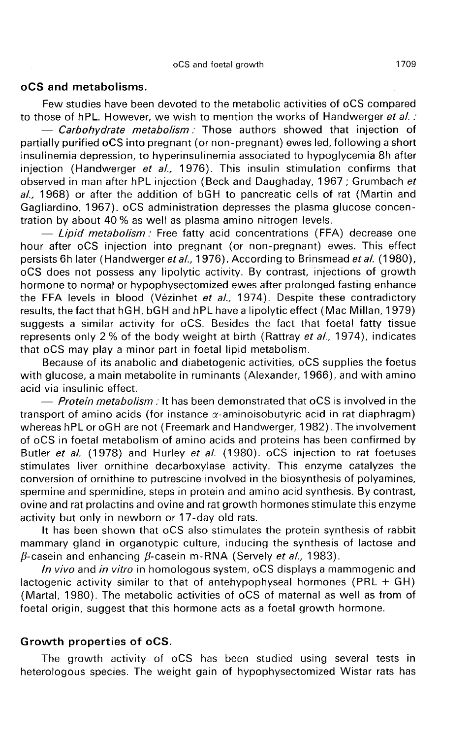## oCS and metabolisms.

Few studies have been devoted to the metabolic activities of oCS compared to those of hPL. However, we wish to mention the works of Handwerger *et al.* :

— *Carbohydrate metabolism* : Those authors showed that injection of partially purified oCS into pregnant (or non-pregnant) ewes led, following a short insulinemia depression, to hyperinsulinemia associated to hypoglycemia 8h after injection (Handwerger *et al.,* 1976). This insulin stimulation confirms that observed in man after hPL injection (Beck and Daughaday, 1967 ; Grumbach *et al.,* 1968) or after the addition of bGH to pancreatic cells of rat (Martin and Gagliardino, 1967). oCS administration depresses the plasma glucose concentration by about 40 % as well as plasma amino nitrogen levels.

— *Lipid metabolism* : Free fatty acid concentrations (FFA) decrease one hour after oCS injection into pregnant (or non-pregnant) ewes. This effect persists 6h later (Handwerger *et al.,* 1976). According to Brinsmead *et al.* (1980), oCS does not possess any lipolytic activity. By contrast, injections of growth hormone to normal or hypophysectomized ewes after prolonged fasting enhance the FFA levels in blood (Vézinhet *et al.,* 1974). Despite these contradictory results, the fact that hGH, bGH and hPL have a lipolytic effect (Mac Millan, 1979) suggests a similar activity for oCS. Besides the fact that foetal fatty tissue represents only 2 % of the body weight at birth (Rattray *et al.,* 1974), indicates that oCS may play a minor part in foetal lipid metabolism.

Because of its anabolic and diabetogenic activities, oCS supplies the foetus with glucose, a main metabolite in ruminants (Alexander, 1966), and with amino acid via insulinic effect.

— *Protein metabolism* : It has been demonstrated that oCS is involved in the transport of amino acids (for instance $\alpha$-aminoisobutyric acid in rat diaphragm) whereas hPL or oGH are not (Freemark and Handwerger, 1982). The involvement of oCS in foetal metabolism of amino acids and proteins has been confirmed by Butler *et al.* (1978) and Hurley *et al.* (1980). oCS injection to rat foetuses stimulates liver ornithine decarboxylase activity. This enzyme catalyzes the conversion of ornithine to putrescine involved in the biosynthesis of polyamines, spermine and spermidine, steps in protein and amino acid synthesis. By contrast, ovine and rat prolactins and ovine and rat growth hormones stimulate this enzyme activity but only in newborn or 17-day old rats.

It has been shown that oCS also stimulates the protein synthesis of rabbit mammary gland in organotypic culture, inducing the synthesis of lactose and $\beta$-casein and enhancing $\beta$-casein m-RNA (Servely *et al.,* 1983).

*In vivo* and *in vitro* in homologous system, oCS displays a mammogenic and lactogenic activity similar to that of antehypophyseal hormones (PRL + GH) (Martal, 1980). The metabolic activities of oCS of maternal as well as from of foetal origin, suggest that this hormone acts as a foetal growth hormone.

## Growth properties of oCS.

The growth activity of oCS has been studied using several tests in heterologous species. The weight gain of hypophysectomized Wistar rats has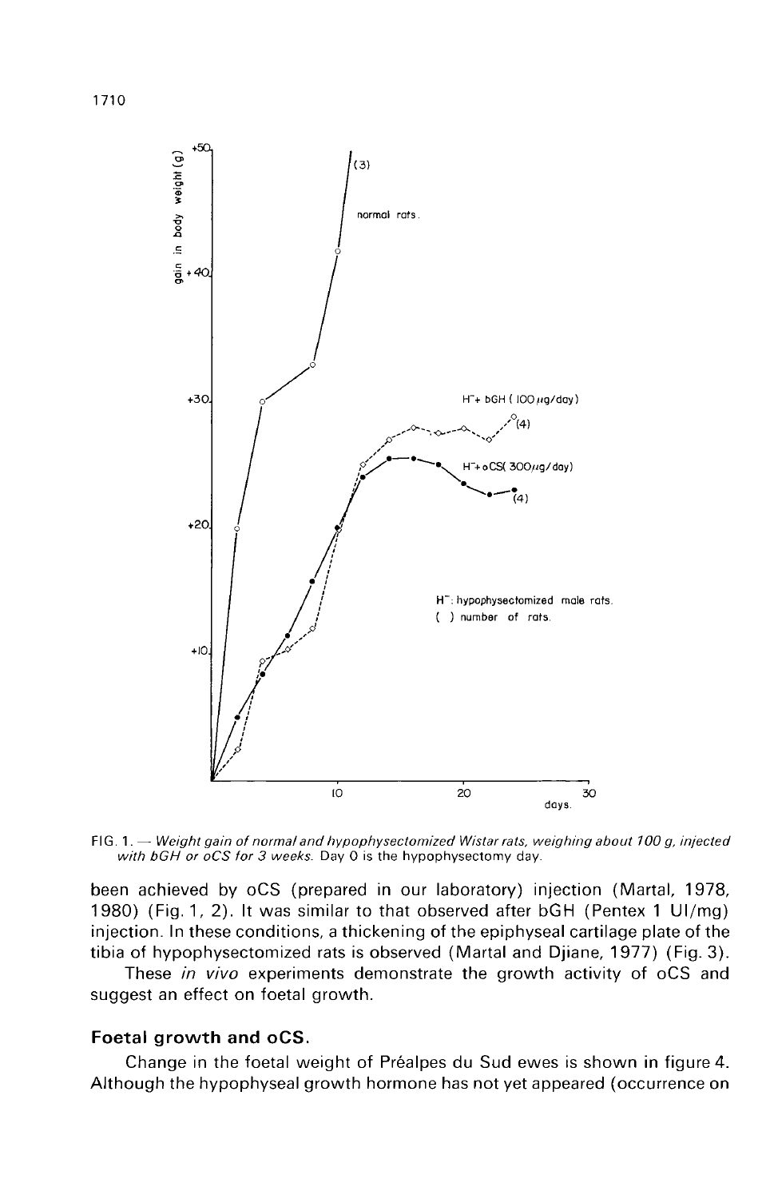FIG. 1. — *Weight gain of normal and hypophysectomized Wistar rats, weighing about 100 g, injected with bGH or oCS for 3 weeks.* Day 0 is the hypophysectomy day.

been achieved by oCS (prepared in our laboratory) injection (Martal, 1978, 1980) (Fig. 1, 2). It was similar to that observed after bGH (Pentex 1 UI/mg) injection. In these conditions, a thickening of the epiphyseal cartilage plate of the tibia of hypophysectomized rats is observed (Martal and Djiane, 1977) (Fig. 3).

These *in vivo* experiments demonstrate the growth activity of oCS and suggest an effect on foetal growth.

### Foetal growth and oCS.

Change in the foetal weight of Préalpes du Sud ewes is shown in figure 4. Although the hypophyseal growth hormone has not yet appeared (occurrence on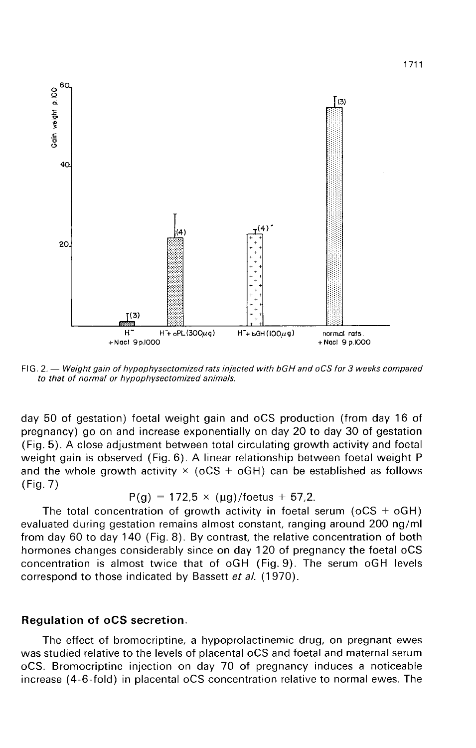FIG. 2. — *Weight gain of hypophysectomized rats injected with bGH and oCS for 3 weeks compared to that of normal or hypophysectomized animals.*

day 50 of gestation) foetal weight gain and oCS production (from day 16 of pregnancy) go on and increase exponentially on day 20 to day 30 of gestation (Fig. 5). A close adjustment between total circulating growth activity and foetal weight gain is observed (Fig. 6). A linear relationship between foetal weight P and the whole growth activity × (oCS + oGH) can be established as follows (Fig. 7)

$$P(g) = 172{,}5 \times (\mu g)/\text{foetus} + 57{,}2.$$

The total concentration of growth activity in foetal serum (oCS + oGH) evaluated during gestation remains almost constant, ranging around 200 ng/ml from day 60 to day 140 (Fig. 8). By contrast, the relative concentration of both hormones changes considerably since on day 120 of pregnancy the foetal oCS concentration is almost twice that of oGH (Fig. 9). The serum oGH levels correspond to those indicated by Bassett *et al.* (1970).

## Regulation of oCS secretion.

The effect of bromocriptine, a hypoprolactinemic drug, on pregnant ewes was studied relative to the levels of placental oCS and foetal and maternal serum oCS. Bromocriptine injection on day 70 of pregnancy induces a noticeable increase (4-6-fold) in placental oCS concentration relative to normal ewes. The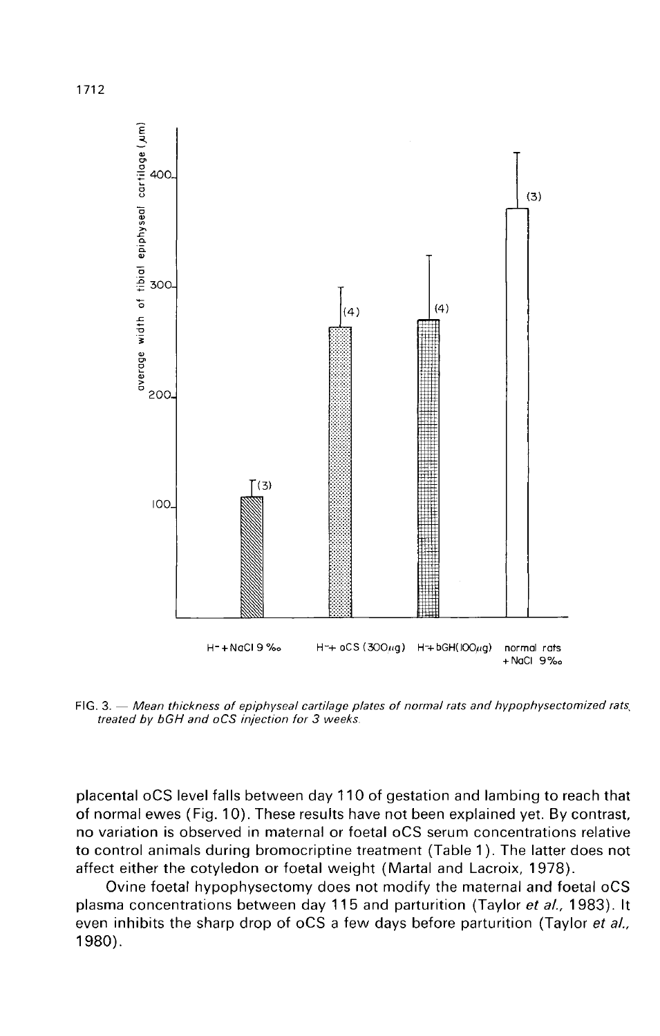FIG. 3. — *Mean thickness of epiphyseal cartilage plates of normal rats and hypophysectomized rats treated by bGH and oCS injection for 3 weeks.*

placental oCS level falls between day 110 of gestation and lambing to reach that of normal ewes (Fig. 10). These results have not been explained yet. By contrast, no variation is observed in maternal or foetal oCS serum concentrations relative to control animals during bromocriptine treatment (Table 1). The latter does not affect either the cotyledon or foetal weight (Martal and Lacroix, 1978).

Ovine foetal hypophysectomy does not modify the maternal and foetal oCS plasma concentrations between day 115 and parturition (Taylor *et al.*, 1983). It even inhibits the sharp drop of oCS a few days before parturition (Taylor *et al.*, 1980).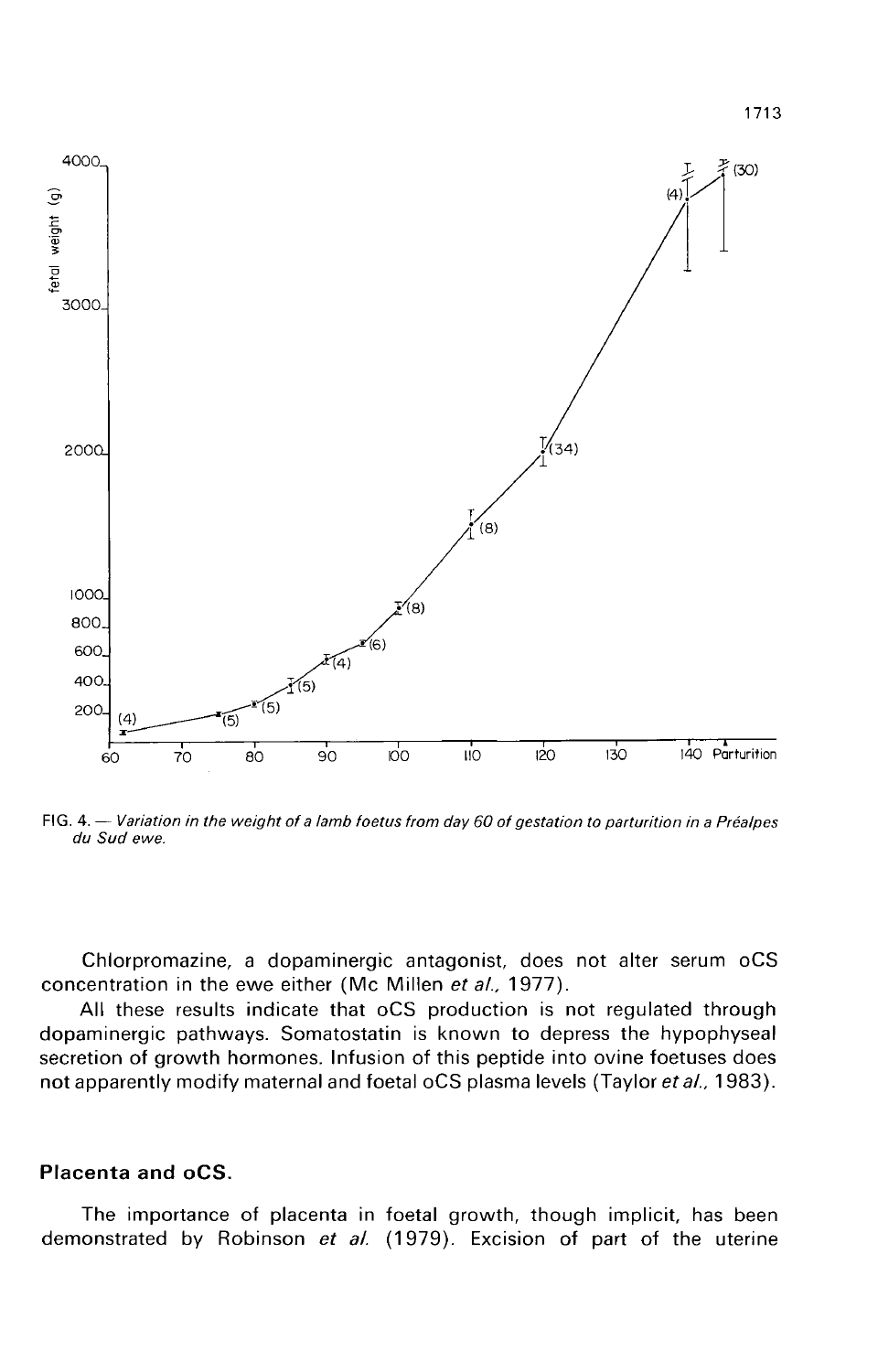FIG. 4. — *Variation in the weight of a lamb foetus from day 60 of gestation to parturition in a Préalpes du Sud ewe.*

Chlorpromazine, a dopaminergic antagonist, does not alter serum oCS concentration in the ewe either (Mc Millen *et al.*, 1977).

All these results indicate that oCS production is not regulated through dopaminergic pathways. Somatostatin is known to depress the hypophyseal secretion of growth hormones. Infusion of this peptide into ovine foetuses does not apparently modify maternal and foetal oCS plasma levels (Taylor *et al.*, 1983).

## Placenta and oCS.

The importance of placenta in foetal growth, though implicit, has been demonstrated by Robinson *et al.* (1979). Excision of part of the uterine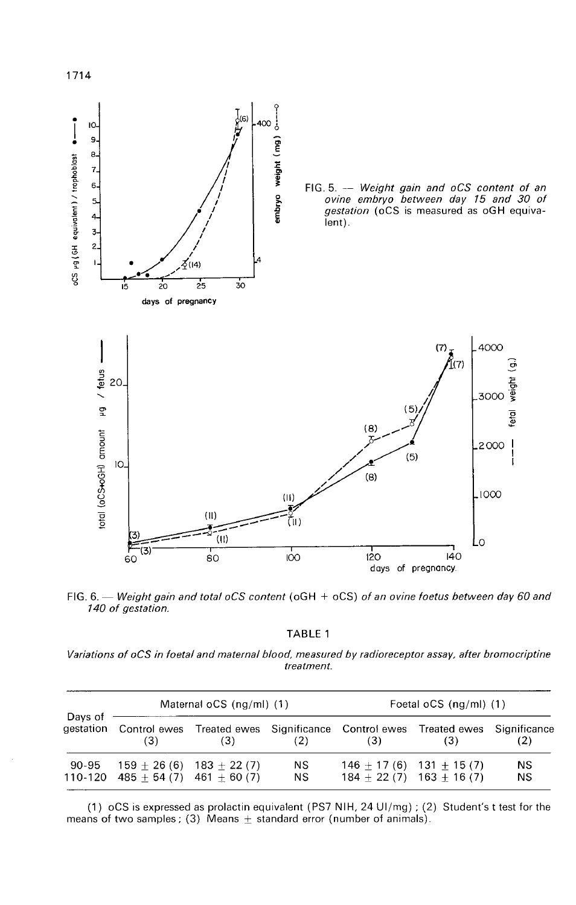FIG. 5. — *Weight gain and oCS content of an ovine embryo between day 15 and 30 of gestation* (oCS is measured as oGH equivalent).

FIG. 6. — *Weight gain and total oCS content* (oGH + oCS) *of an ovine foetus between day 60 and 140 of gestation.*

TABLE 1

*Variations of oCS in foetal and maternal blood, measured by radioreceptor assay, after bromocriptine treatment.*

| Days of gestation | Maternal oCS (ng/ml) (1) | | | Foetal oCS (ng/ml) (1) | | |
|---|---|---|---|---|---|---|
| | Control ewes (3) | Treated ewes (3) | Significance (2) | Control ewes (3) | Treated ewes (3) | Significance (2) |
| 90-95 | 159 ± 26 (6) | 183 ± 22 (7) | NS | 146 ± 17 (6) | 131 ± 15 (7) | NS |
| 110-120 | 485 ± 54 (7) | 461 ± 60 (7) | NS | 184 ± 22 (7) | 163 ± 16 (7) | NS |

(1) oCS is expressed as prolactin equivalent (PS7 NIH, 24 UI/mg) ; (2) Student's t test for the means of two samples ; (3) Means ± standard error (number of animals).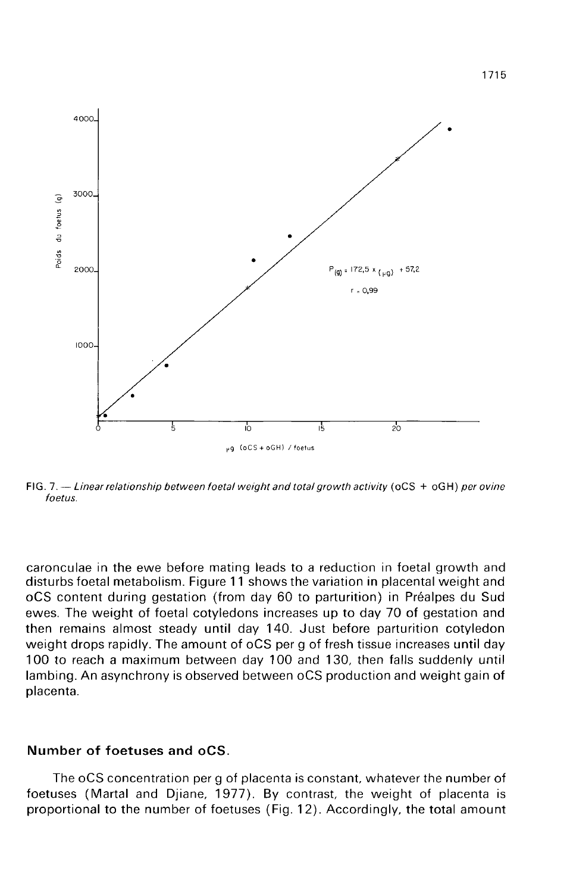FIG. 7. — *Linear relationship between foetal weight and total growth activity* (oCS + oGH) *per ovine foetus.*

caronculae in the ewe before mating leads to a reduction in foetal growth and disturbs foetal metabolism. Figure 11 shows the variation in placental weight and oCS content during gestation (from day 60 to parturition) in Préalpes du Sud ewes. The weight of foetal cotyledons increases up to day 70 of gestation and then remains almost steady until day 140. Just before parturition cotyledon weight drops rapidly. The amount of oCS per g of fresh tissue increases until day 100 to reach a maximum between day 100 and 130, then falls suddenly until lambing. An asynchrony is observed between oCS production and weight gain of placenta.

## Number of foetuses and oCS.

The oCS concentration per g of placenta is constant, whatever the number of foetuses (Martal and Djiane, 1977). By contrast, the weight of placenta is proportional to the number of foetuses (Fig. 12). Accordingly, the total amount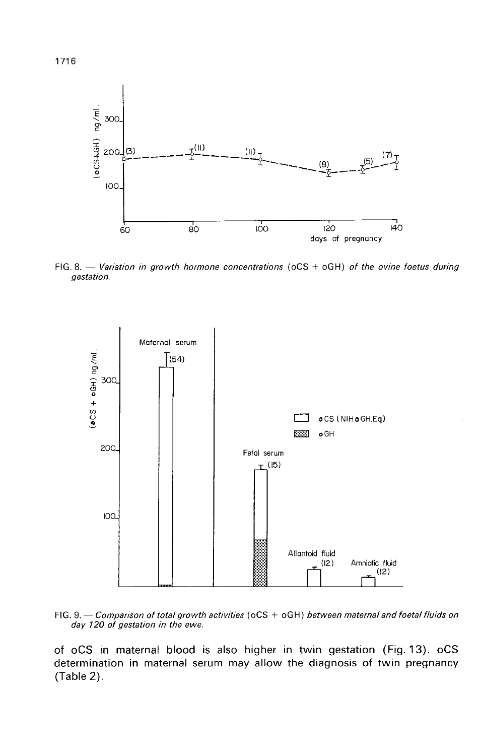FIG. 8. — *Variation in growth hormone concentrations* (oCS + oGH) *of the ovine foetus during gestation.*

FIG. 9. — *Comparison of total growth activities* (oCS + oGH) *between maternal and foetal fluids on day 120 of gestation in the ewe.*

of oCS in maternal blood is also higher in twin gestation (Fig. 13). oCS determination in maternal serum may allow the diagnosis of twin pregnancy (Table 2).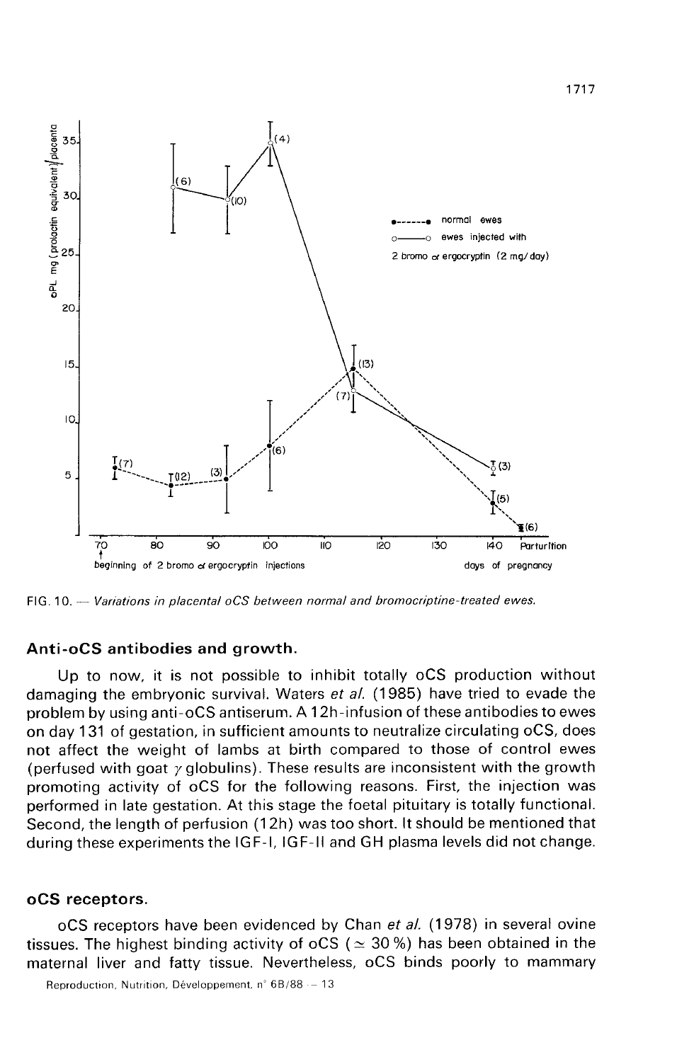FIG. 10. — *Variations in placental oCS between normal and bromocriptine-treated ewes.*

### Anti-oCS antibodies and growth.

Up to now, it is not possible to inhibit totally oCS production without damaging the embryonic survival. Waters *et al.* (1985) have tried to evade the problem by using anti-oCS antiserum. A 12h-infusion of these antibodies to ewes on day 131 of gestation, in sufficient amounts to neutralize circulating oCS, does not affect the weight of lambs at birth compared to those of control ewes (perfused with goat $\gamma$ globulins). These results are inconsistent with the growth promoting activity of oCS for the following reasons. First, the injection was performed in late gestation. At this stage the foetal pituitary is totally functional. Second, the length of perfusion (12h) was too short. It should be mentioned that during these experiments the IGF-I, IGF-II and GH plasma levels did not change.

### oCS receptors.

oCS receptors have been evidenced by Chan *et al.* (1978) in several ovine tissues. The highest binding activity of oCS ($\simeq$ 30 %) has been obtained in the maternal liver and fatty tissue. Nevertheless, oCS binds poorly to mammary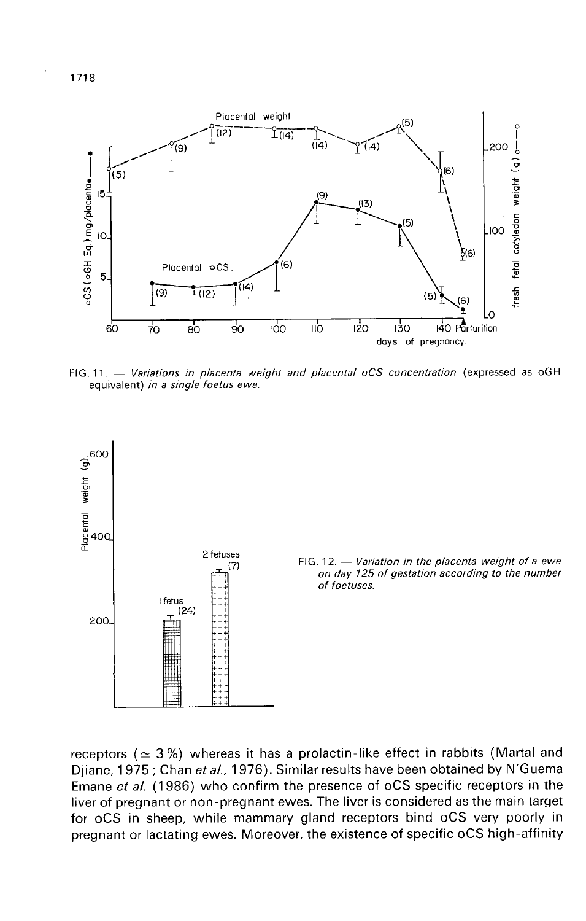FIG. 11. — *Variations in placenta weight and placental oCS concentration* (expressed as oGH equivalent) *in a single foetus ewe.*

FIG. 12. — *Variation in the placenta weight of a ewe on day 125 of gestation according to the number of foetuses.*

receptors ($\simeq 3\%$) whereas it has a prolactin-like effect in rabbits (Martal and Djiane, 1975 ; Chan *et al.*, 1976). Similar results have been obtained by N'Guema Emane *et al.* (1986) who confirm the presence of oCS specific receptors in the liver of pregnant or non-pregnant ewes. The liver is considered as the main target for oCS in sheep, while mammary gland receptors bind oCS very poorly in pregnant or lactating ewes. Moreover, the existence of specific oCS high-affinity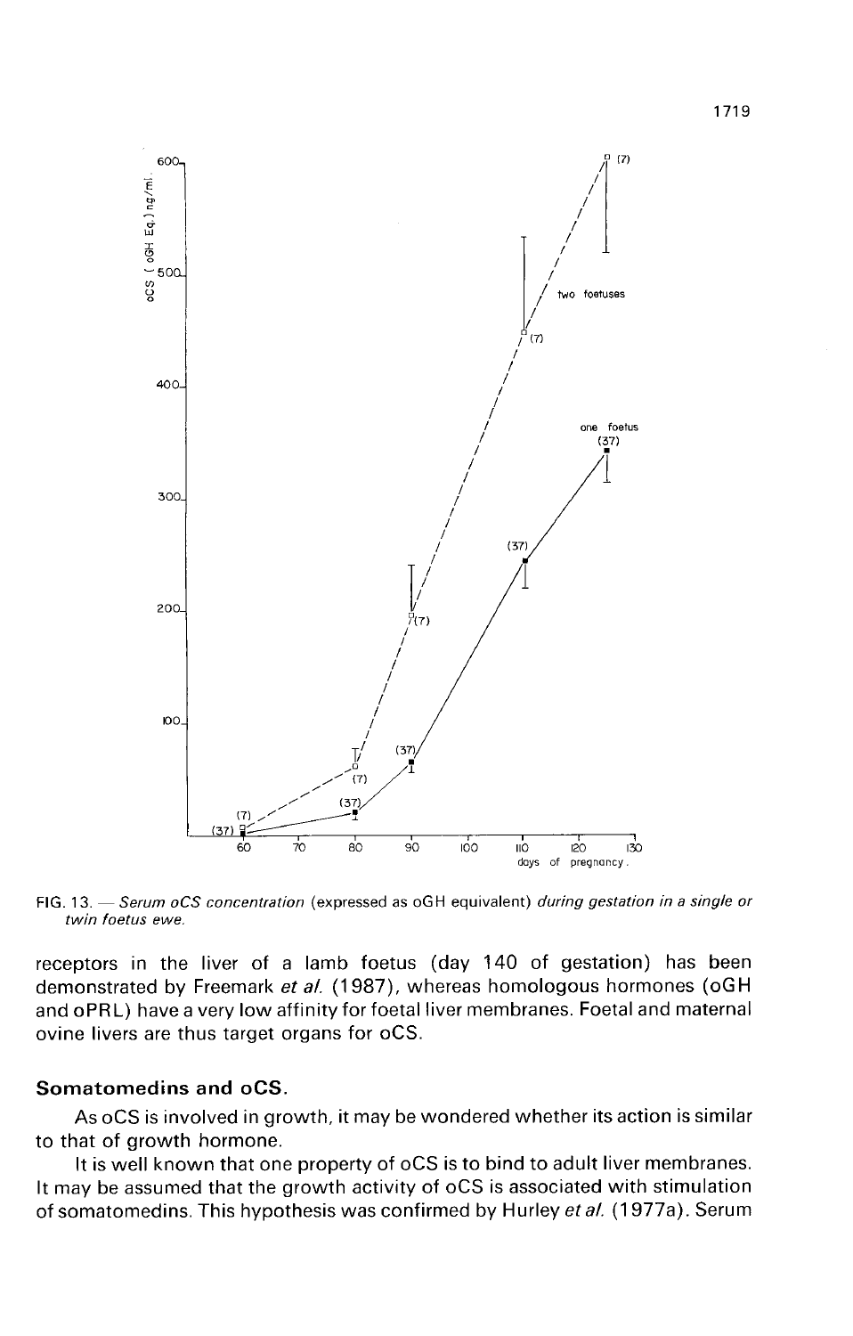FIG. 13. — *Serum oCS concentration* (expressed as oGH equivalent) *during gestation in a single or twin foetus ewe.*

receptors in the liver of a lamb foetus (day 140 of gestation) has been demonstrated by Freemark *et al.* (1987), whereas homologous hormones (oGH and oPRL) have a very low affinity for foetal liver membranes. Foetal and maternal ovine livers are thus target organs for oCS.

### Somatomedins and oCS.

As oCS is involved in growth, it may be wondered whether its action is similar to that of growth hormone.

It is well known that one property of oCS is to bind to adult liver membranes. It may be assumed that the growth activity of oCS is associated with stimulation of somatomedins. This hypothesis was confirmed by Hurley *et al.* (1977a). Serum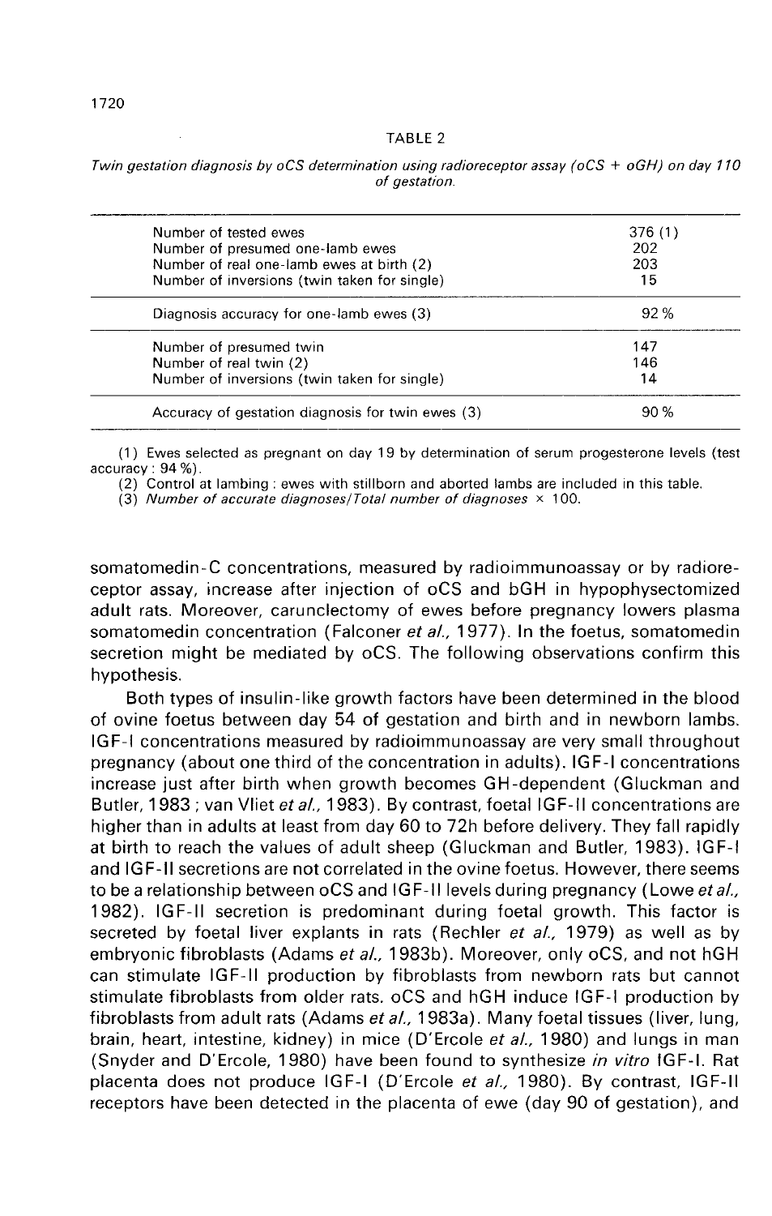TABLE 2

*Twin gestation diagnosis by oCS determination using radioreceptor assay (oCS + oGH) on day 110 of gestation.*

| | |
|---|---|
| Number of tested ewes | 376 (1) |
| Number of presumed one-lamb ewes | 202 |
| Number of real one-lamb ewes at birth (2) | 203 |
| Number of inversions (twin taken for single) | 15 |
| Diagnosis accuracy for one-lamb ewes (3) | 92 % |
| Number of presumed twin | 147 |
| Number of real twin (2) | 146 |
| Number of inversions (twin taken for single) | 14 |
| Accuracy of gestation diagnosis for twin ewes (3) | 90 % |

(1) Ewes selected as pregnant on day 19 by determination of serum progesterone levels (test accuracy : 94 %).

(2) Control at lambing : ewes with stillborn and aborted lambs are included in this table.

(3) *Number of accurate diagnoses/Total number of diagnoses* × 100.

somatomedin-C concentrations, measured by radioimmunoassay or by radioreceptor assay, increase after injection of oCS and bGH in hypophysectomized adult rats. Moreover, caruncIectomy of ewes before pregnancy lowers plasma somatomedin concentration (Falconer *et al.,* 1977). In the foetus, somatomedin secretion might be mediated by oCS. The following observations confirm this hypothesis.

Both types of insulin-like growth factors have been determined in the blood of ovine foetus between day 54 of gestation and birth and in newborn lambs. IGF-I concentrations measured by radioimmunoassay are very small throughout pregnancy (about one third of the concentration in adults). IGF-I concentrations increase just after birth when growth becomes GH-dependent (Gluckman and Butler, 1983 ; van Vliet *et al.,* 1983). By contrast, foetal IGF-II concentrations are higher than in adults at least from day 60 to 72h before delivery. They fall rapidly at birth to reach the values of adult sheep (Gluckman and Butler, 1983). IGF-I and IGF-II secretions are not correlated in the ovine foetus. However, there seems to be a relationship between oCS and IGF-II levels during pregnancy (Lowe *et al.,* 1982). IGF-II secretion is predominant during foetal growth. This factor is secreted by foetal liver explants in rats (Rechler *et al.,* 1979) as well as by embryonic fibroblasts (Adams *et al.,* 1983b). Moreover, only oCS, and not hGH can stimulate IGF-II production by fibroblasts from newborn rats but cannot stimulate fibroblasts from older rats. oCS and hGH induce IGF-I production by fibroblasts from adult rats (Adams *et al.,* 1983a). Many foetal tissues (liver, lung, brain, heart, intestine, kidney) in mice (D'Ercole *et al.,* 1980) and lungs in man (Snyder and D'Ercole, 1980) have been found to synthesize *in vitro* IGF-I. Rat placenta does not produce IGF-I (D'Ercole *et al.,* 1980). By contrast, IGF-II receptors have been detected in the placenta of ewe (day 90 of gestation), and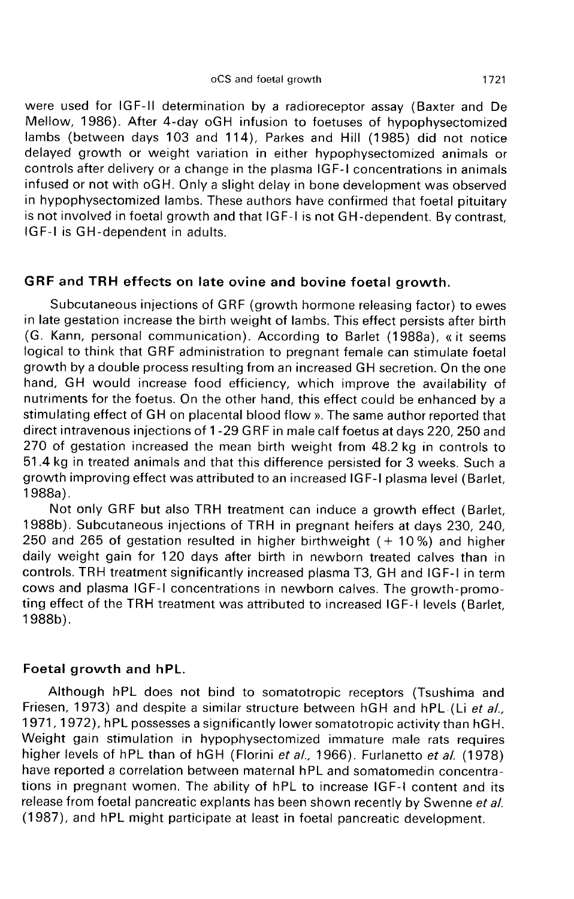were used for IGF-II determination by a radioreceptor assay (Baxter and De Mellow, 1986). After 4-day oGH infusion to foetuses of hypophysectomized lambs (between days 103 and 114), Parkes and Hill (1985) did not notice delayed growth or weight variation in either hypophysectomized animals or controls after delivery or a change in the plasma IGF-I concentrations in animals infused or not with oGH. Only a slight delay in bone development was observed in hypophysectomized lambs. These authors have confirmed that foetal pituitary is not involved in foetal growth and that IGF-I is not GH-dependent. By contrast, IGF-I is GH-dependent in adults.

## GRF and TRH effects on late ovine and bovine foetal growth.

Subcutaneous injections of GRF (growth hormone releasing factor) to ewes in late gestation increase the birth weight of lambs. This effect persists after birth (G. Kann, personal communication). According to Barlet (1988a), « it seems logical to think that GRF administration to pregnant female can stimulate foetal growth by a double process resulting from an increased GH secretion. On the one hand, GH would increase food efficiency, which improve the availability of nutriments for the foetus. On the other hand, this effect could be enhanced by a stimulating effect of GH on placental blood flow ». The same author reported that direct intravenous injections of 1-29 GRF in male calf foetus at days 220, 250 and 270 of gestation increased the mean birth weight from 48.2 kg in controls to 51.4 kg in treated animals and that this difference persisted for 3 weeks. Such a growth improving effect was attributed to an increased IGF-I plasma level (Barlet, 1988a).

Not only GRF but also TRH treatment can induce a growth effect (Barlet, 1988b). Subcutaneous injections of TRH in pregnant heifers at days 230, 240, 250 and 265 of gestation resulted in higher birthweight (+ 10 %) and higher daily weight gain for 120 days after birth in newborn treated calves than in controls. TRH treatment significantly increased plasma T3, GH and IGF-I in term cows and plasma IGF-I concentrations in newborn calves. The growth-promoting effect of the TRH treatment was attributed to increased IGF-I levels (Barlet, 1988b).

## Foetal growth and hPL.

Although hPL does not bind to somatotropic receptors (Tsushima and Friesen, 1973) and despite a similar structure between hGH and hPL (Li *et al.*, 1971, 1972), hPL possesses a significantly lower somatotropic activity than hGH. Weight gain stimulation in hypophysectomized immature male rats requires higher levels of hPL than of hGH (Florini *et al.*, 1966). Furlanetto *et al.* (1978) have reported a correlation between maternal hPL and somatomedin concentrations in pregnant women. The ability of hPL to increase IGF-I content and its release from foetal pancreatic explants has been shown recently by Swenne *et al.* (1987), and hPL might participate at least in foetal pancreatic development.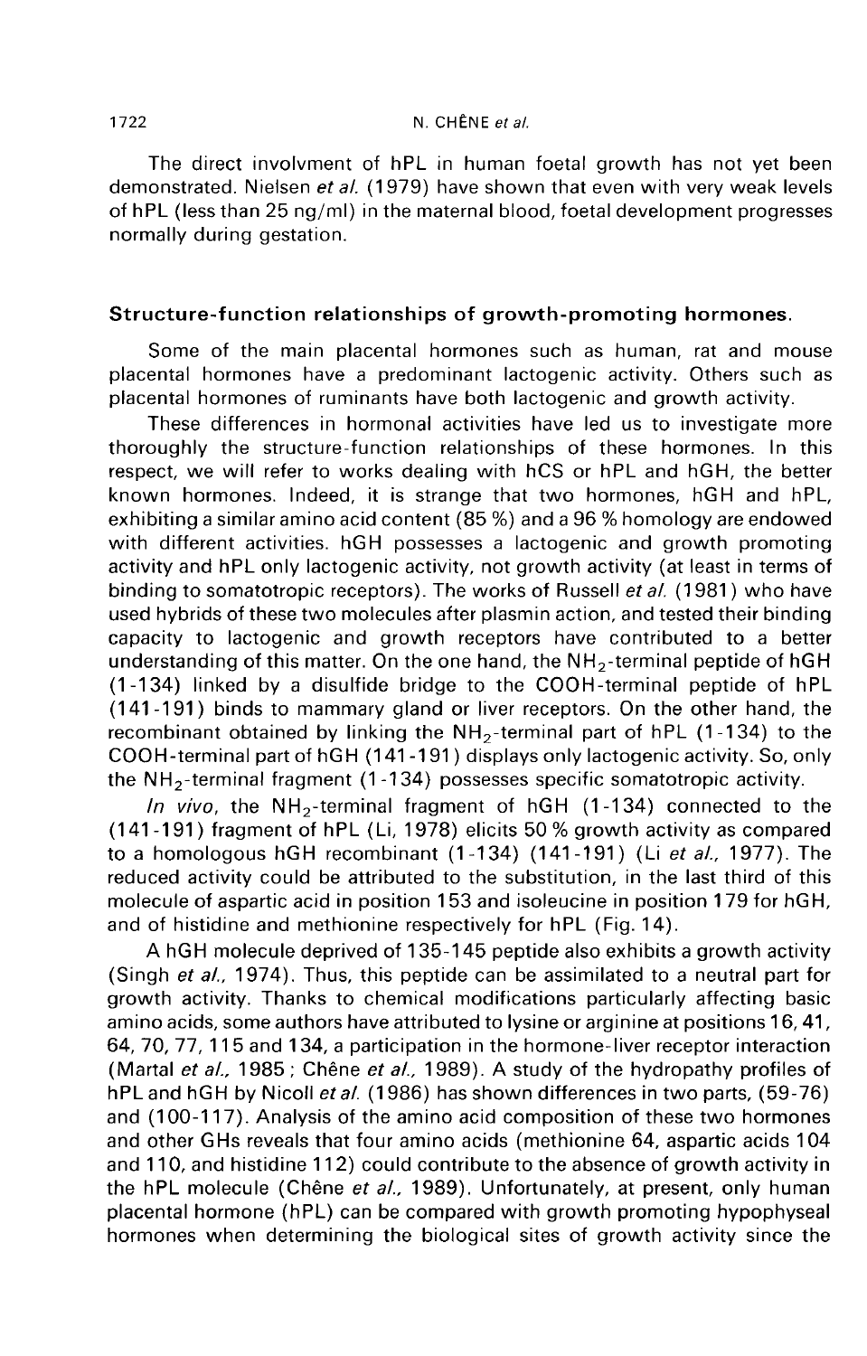The direct involvment of hPL in human foetal growth has not yet been demonstrated. Nielsen *et al.* (1979) have shown that even with very weak levels of hPL (less than 25 ng/ml) in the maternal blood, foetal development progresses normally during gestation.

## Structure-function relationships of growth-promoting hormones.

Some of the main placental hormones such as human, rat and mouse placental hormones have a predominant lactogenic activity. Others such as placental hormones of ruminants have both lactogenic and growth activity.

These differences in hormonal activities have led us to investigate more thoroughly the structure-function relationships of these hormones. In this respect, we will refer to works dealing with hCS or hPL and hGH, the better known hormones. Indeed, it is strange that two hormones, hGH and hPL, exhibiting a similar amino acid content (85 %) and a 96 % homology are endowed with different activities. hGH possesses a lactogenic and growth promoting activity and hPL only lactogenic activity, not growth activity (at least in terms of binding to somatotropic receptors). The works of Russell *et al.* (1981) who have used hybrids of these two molecules after plasmin action, and tested their binding capacity to lactogenic and growth receptors have contributed to a better understanding of this matter. On the one hand, the $NH_2$-terminal peptide of hGH (1-134) linked by a disulfide bridge to the COOH-terminal peptide of hPL (141-191) binds to mammary gland or liver receptors. On the other hand, the recombinant obtained by linking the $NH_2$-terminal part of hPL (1-134) to the COOH-terminal part of hGH (141-191) displays only lactogenic activity. So, only the $NH_2$-terminal fragment (1-134) possesses specific somatotropic activity.

*In vivo*, the $NH_2$-terminal fragment of hGH (1-134) connected to the (141-191) fragment of hPL (Li, 1978) elicits 50 % growth activity as compared to a homologous hGH recombinant (1-134) (141-191) (Li *et al.*, 1977). The reduced activity could be attributed to the substitution, in the last third of this molecule of aspartic acid in position 153 and isoleucine in position 179 for hGH, and of histidine and methionine respectively for hPL (Fig. 14).

A hGH molecule deprived of 135-145 peptide also exhibits a growth activity (Singh *et al.*, 1974). Thus, this peptide can be assimilated to a neutral part for growth activity. Thanks to chemical modifications particularly affecting basic amino acids, some authors have attributed to lysine or arginine at positions 16, 41, 64, 70, 77, 115 and 134, a participation in the hormone-liver receptor interaction (Martal *et al.*, 1985 ; Chêne *et al.*, 1989). A study of the hydropathy profiles of hPL and hGH by Nicoll *et al.* (1986) has shown differences in two parts, (59-76) and (100-117). Analysis of the amino acid composition of these two hormones and other GHs reveals that four amino acids (methionine 64, aspartic acids 104 and 110, and histidine 112) could contribute to the absence of growth activity in the hPL molecule (Chêne *et al.*, 1989). Unfortunately, at present, only human placental hormone (hPL) can be compared with growth promoting hypophyseal hormones when determining the biological sites of growth activity since the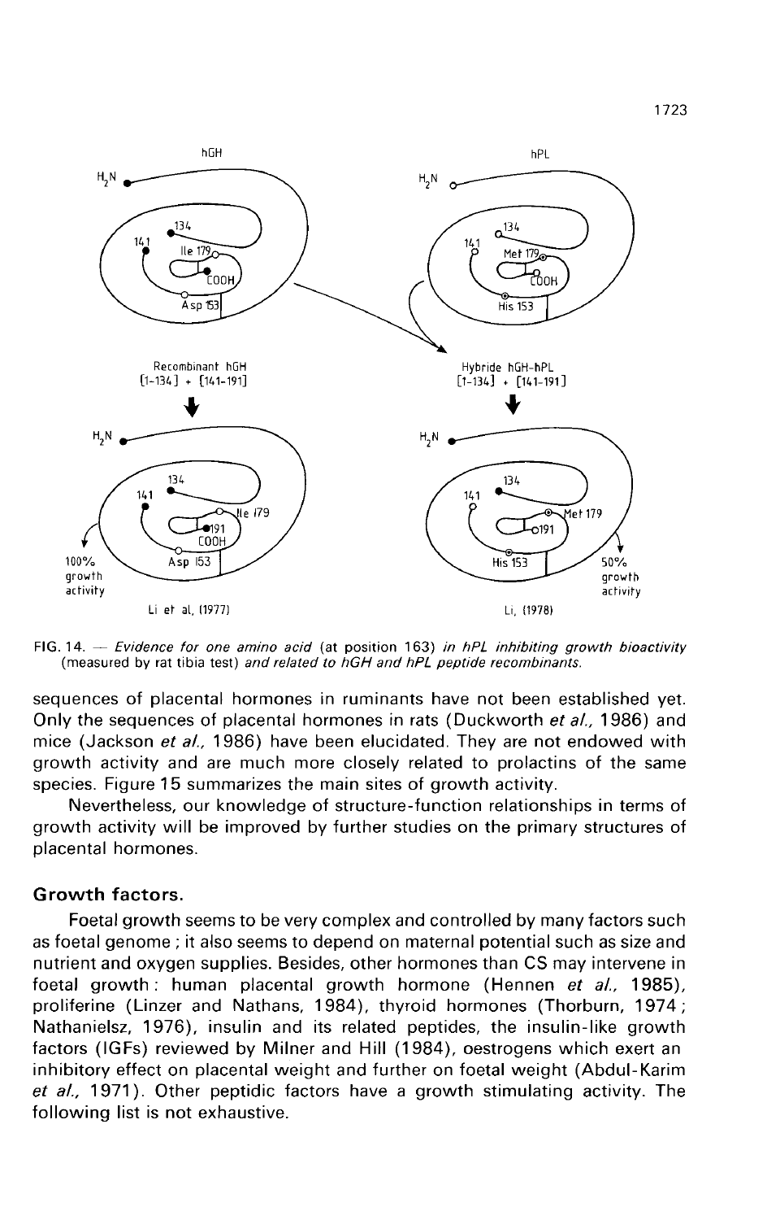FIG. 14. — *Evidence for one amino acid* (at position 163) *in hPL inhibiting growth bioactivity* (measured by rat tibia test) *and related to hGH and hPL peptide recombinants.*

sequences of placental hormones in ruminants have not been established yet. Only the sequences of placental hormones in rats (Duckworth *et al.,* 1986) and mice (Jackson *et al.,* 1986) have been elucidated. They are not endowed with growth activity and are much more closely related to prolactins of the same species. Figure 15 summarizes the main sites of growth activity.

Nevertheless, our knowledge of structure-function relationships in terms of growth activity will be improved by further studies on the primary structures of placental hormones.

## Growth factors.

Foetal growth seems to be very complex and controlled by many factors such as foetal genome ; it also seems to depend on maternal potential such as size and nutrient and oxygen supplies. Besides, other hormones than CS may intervene in foetal growth : human placental growth hormone (Hennen *et al.,* 1985), proliferine (Linzer and Nathans, 1984), thyroid hormones (Thorburn, 1974 ; Nathanielsz, 1976), insulin and its related peptides, the insulin-like growth factors (IGFs) reviewed by Milner and Hill (1984), oestrogens which exert an inhibitory effect on placental weight and further on foetal weight (Abdul-Karim *et al.,* 1971). Other peptidic factors have a growth stimulating activity. The following list is not exhaustive.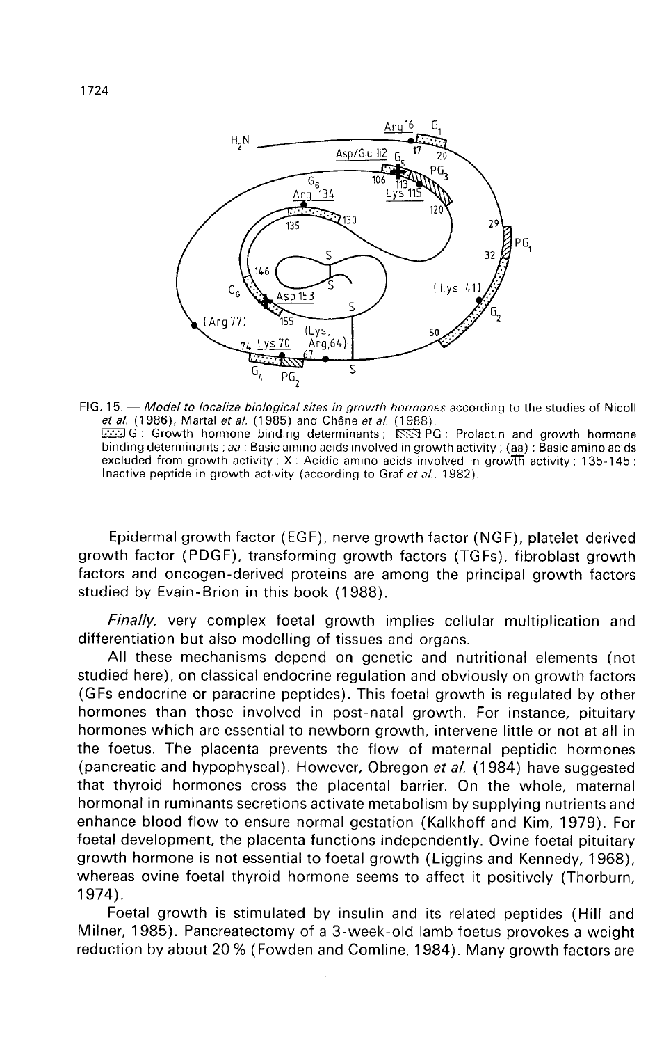FIG. 15. — *Model to localize biological sites in growth hormones* according to the studies of Nicoll *et al.* (1986), Martal *et al.* (1985) and Chêne *et al.* (1988).
G : Growth hormone binding determinants ; PG : Prolactin and growth hormone binding determinants ; *aa* : Basic amino acids involved in growth activity ; (aa) : Basic amino acids excluded from growth activity ; X : Acidic amino acids involved in growth activity ; 135-145 : Inactive peptide in growth activity (according to Graf *et al.*, 1982).

Epidermal growth factor (EGF), nerve growth factor (NGF), platelet-derived growth factor (PDGF), transforming growth factors (TGFs), fibroblast growth factors and oncogen-derived proteins are among the principal growth factors studied by Evain-Brion in this book (1988).

*Finally,* very complex foetal growth implies cellular multiplication and differentiation but also modelling of tissues and organs.

All these mechanisms depend on genetic and nutritional elements (not studied here), on classical endocrine regulation and obviously on growth factors (GFs endocrine or paracrine peptides). This foetal growth is regulated by other hormones than those involved in post-natal growth. For instance, pituitary hormones which are essential to newborn growth, intervene little or not at all in the foetus. The placenta prevents the flow of maternal peptidic hormones (pancreatic and hypophyseal). However, Obregon *et al.* (1984) have suggested that thyroid hormones cross the placental barrier. On the whole, maternal hormonal in ruminants secretions activate metabolism by supplying nutrients and enhance blood flow to ensure normal gestation (Kalkhoff and Kim, 1979). For foetal development, the placenta functions independently. Ovine foetal pituitary growth hormone is not essential to foetal growth (Liggins and Kennedy, 1968), whereas ovine foetal thyroid hormone seems to affect it positively (Thorburn, 1974).

Foetal growth is stimulated by insulin and its related peptides (Hill and Milner, 1985). Pancreatectomy of a 3-week-old lamb foetus provokes a weight reduction by about 20 % (Fowden and Comline, 1984). Many growth factors are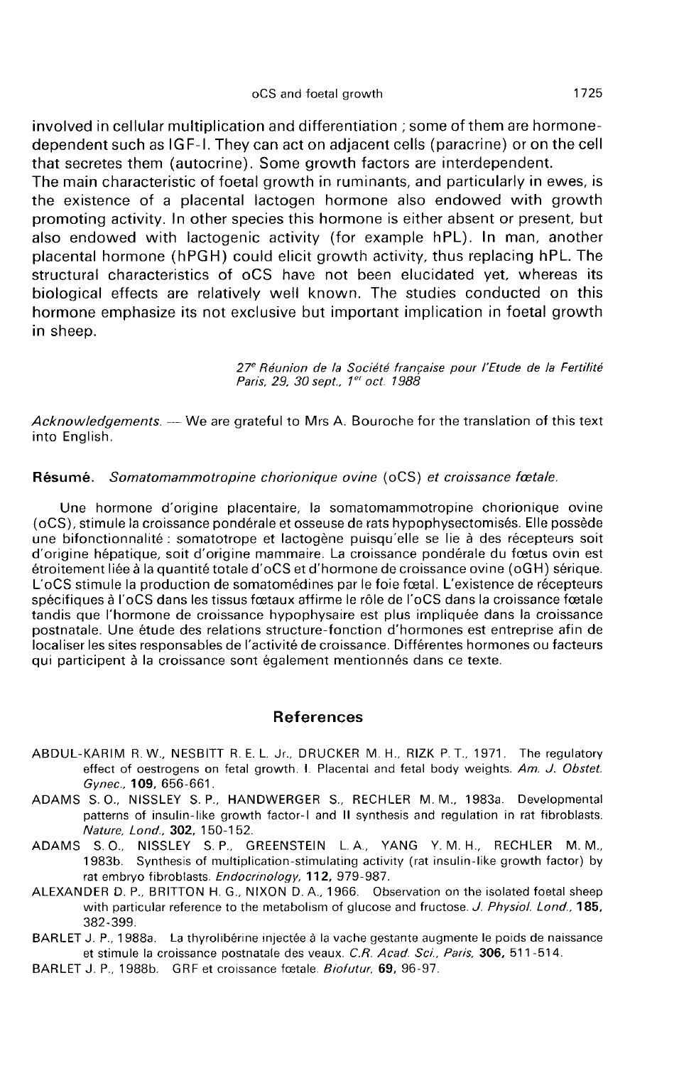involved in cellular multiplication and differentiation ; some of them are hormone-dependent such as IGF-I. They can act on adjacent cells (paracrine) or on the cell that secretes them (autocrine). Some growth factors are interdependent.

The main characteristic of foetal growth in ruminants, and particularly in ewes, is the existence of a placental lactogen hormone also endowed with growth promoting activity. In other species this hormone is either absent or present, but also endowed with lactogenic activity (for example hPL). In man, another placental hormone (hPGH) could elicit growth activity, thus replacing hPL. The structural characteristics of oCS have not been elucidated yet, whereas its biological effects are relatively well known. The studies conducted on this hormone emphasize its not exclusive but important implication in foetal growth in sheep.

*27e Réunion de la Société française pour l'Etude de la Fertilité*
*Paris, 29, 30 sept., 1er oct. 1988*

*Acknowledgements.* — We are grateful to Mrs A. Bouroche for the translation of this text into English.

**Résumé.** *Somatomammotropine chorionique ovine* (oCS) *et croissance fœtale.*

Une hormone d'origine placentaire, la somatomammotropine chorionique ovine (oCS), stimule la croissance pondérale et osseuse de rats hypophysectomisés. Elle possède une bifonctionnalité : somatotrope et lactogène puisqu'elle se lie à des récepteurs soit d'origine hépatique, soit d'origine mammaire. La croissance pondérale du fœtus ovin est étroitement liée à la quantité totale d'oCS et d'hormone de croissance ovine (oGH) sérique. L'oCS stimule la production de somatomédines par le foie fœtal. L'existence de récepteurs spécifiques à l'oCS dans les tissus fœtaux affirme le rôle de l'oCS dans la croissance fœtale tandis que l'hormone de croissance hypophysaire est plus impliquée dans la croissance postnatale. Une étude des relations structure-fonction d'hormones est entreprise afin de localiser les sites responsables de l'activité de croissance. Différentes hormones ou facteurs qui participent à la croissance sont également mentionnés dans ce texte.

## References

ABDUL-KARIM R. W., NESBITT R. E. L. Jr., DRUCKER M. H., RIZK P. T., 1971. The regulatory effect of oestrogens on fetal growth. I. Placental and fetal body weights. *Am. J. Obstet. Gynec.*, **109**, 656-661.

ADAMS S. O., NISSLEY S. P., HANDWERGER S., RECHLER M. M., 1983a. Developmental patterns of insulin-like growth factor-I and II synthesis and regulation in rat fibroblasts. *Nature, Lond.*, **302**, 150-152.

ADAMS S. O., NISSLEY S. P., GREENSTEIN L. A., YANG Y. M. H., RECHLER M. M., 1983b. Synthesis of multiplication-stimulating activity (rat insulin-like growth factor) by rat embryo fibroblasts. *Endocrinology*, **112**, 979-987.

ALEXANDER D. P., BRITTON H. G., NIXON D. A., 1966. Observation on the isolated foetal sheep with particular reference to the metabolism of glucose and fructose. *J. Physiol. Lond.*, **185**, 382-399.

BARLET J. P., 1988a. La thyrolibérine injectée à la vache gestante augmente le poids de naissance et stimule la croissance postnatale des veaux. *C.R. Acad. Sci., Paris*, **306**, 511-514.

BARLET J. P., 1988b. GRF et croissance fœtale. *Biofutur*, **69**, 96-97.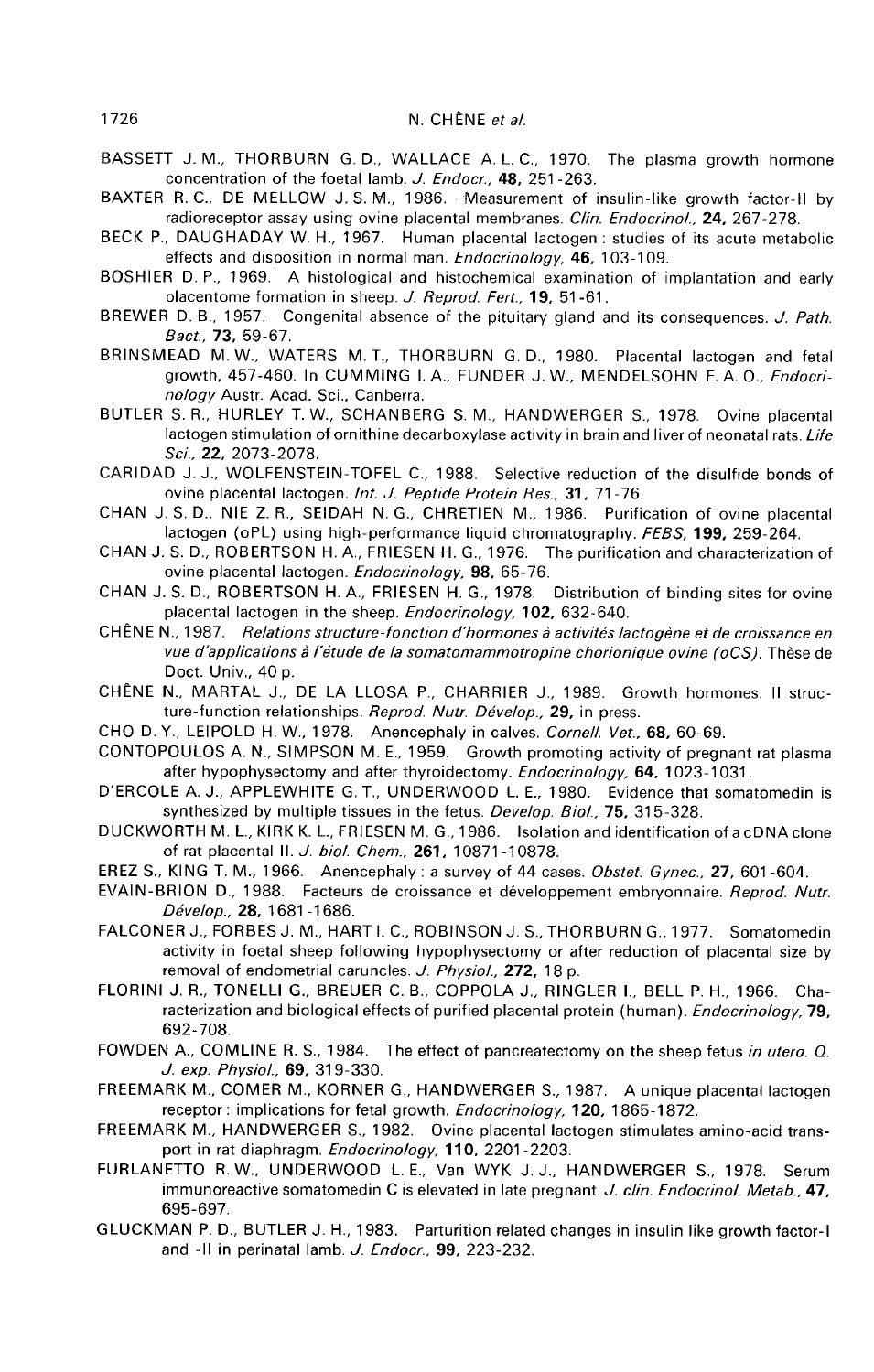BASSETT J. M., THORBURN G. D., WALLACE A. L. C., 1970. The plasma growth hormone concentration of the foetal lamb. *J. Endocr.*, **48**, 251-263.

BAXTER R. C., DE MELLOW J. S. M., 1986. Measurement of insulin-like growth factor-II by radioreceptor assay using ovine placental membranes. *Clin. Endocrinol.*, **24**, 267-278.

BECK P., DAUGHADAY W. H., 1967. Human placental lactogen : studies of its acute metabolic effects and disposition in normal man. *Endocrinology*, **46**, 103-109.

BOSHIER D. P., 1969. A histological and histochemical examination of implantation and early placentome formation in sheep. *J. Reprod. Fert.*, **19**, 51-61.

BREWER D. B., 1957. Congenital absence of the pituitary gland and its consequences. *J. Path. Bact.*, **73**, 59-67.

BRINSMEAD M. W., WATERS M. T., THORBURN G. D., 1980. Placental lactogen and fetal growth, 457-460. In CUMMING I. A., FUNDER J. W., MENDELSOHN F. A. O., *Endocrinology* Austr. Acad. Sci., Canberra.

BUTLER S. R., HURLEY T. W., SCHANBERG S. M., HANDWERGER S., 1978. Ovine placental lactogen stimulation of ornithine decarboxylase activity in brain and liver of neonatal rats. *Life Sci.*, **22**, 2073-2078.

CARIDAD J. J., WOLFENSTEIN-TOFEL C., 1988. Selective reduction of the disulfide bonds of ovine placental lactogen. *Int. J. Peptide Protein Res.*, **31**, 71-76.

CHAN J. S. D., NIE Z. R., SEIDAH N. G., CHRETIEN M., 1986. Purification of ovine placental lactogen (oPL) using high-performance liquid chromatography. *FEBS*, **199**, 259-264.

CHAN J. S. D., ROBERTSON H. A., FRIESEN H. G., 1976. The purification and characterization of ovine placental lactogen. *Endocrinology*, **98**, 65-76.

CHAN J. S. D., ROBERTSON H. A., FRIESEN H. G., 1978. Distribution of binding sites for ovine placental lactogen in the sheep. *Endocrinology*, **102**, 632-640.

CHÊNE N., 1987. *Relations structure-fonction d'hormones à activités lactogène et de croissance en vue d'applications à l'étude de la somatomammotropine chorionique ovine (oCS)*. Thèse de Doct. Univ., 40 p.

CHÊNE N., MARTAL J., DE LA LLOSA P., CHARRIER J., 1989. Growth hormones. II structure-function relationships. *Reprod. Nutr. Dévelop.*, **29**, in press.

CHO D. Y., LEIPOLD H. W., 1978. Anencephaly in calves. *Cornell. Vet.*, **68**, 60-69.

CONTOPOULOS A. N., SIMPSON M. E., 1959. Growth promoting activity of pregnant rat plasma after hypophysectomy and after thyroidectomy. *Endocrinology*, **64**, 1023-1031.

D'ERCOLE A. J., APPLEWHITE G. T., UNDERWOOD L. E., 1980. Evidence that somatomedin is synthesized by multiple tissues in the fetus. *Develop. Biol.*, **75**, 315-328.

DUCKWORTH M. L., KIRK K. L., FRIESEN M. G., 1986. Isolation and identification of a cDNA clone of rat placental II. *J. biol. Chem.*, **261**, 10871-10878.

EREZ S., KING T. M., 1966. Anencephaly : a survey of 44 cases. *Obstet. Gynec.*, **27**, 601-604.

EVAIN-BRION D., 1988. Facteurs de croissance et développement embryonnaire. *Reprod. Nutr. Dévelop.*, **28**, 1681-1686.

FALCONER J., FORBES J. M., HART I. C., ROBINSON J. S., THORBURN G., 1977. Somatomedin activity in foetal sheep following hypophysectomy or after reduction of placental size by removal of endometrial caruncles. *J. Physiol.*, **272**, 18 p.

FLORINI J. R., TONELLI G., BREUER C. B., COPPOLA J., RINGLER I., BELL P. H., 1966. Characterization and biological effects of purified placental protein (human). *Endocrinology*, **79**, 692-708.

FOWDEN A., COMLINE R. S., 1984. The effect of pancreatectomy on the sheep fetus *in utero*. *Q. J. exp. Physiol.*, **69**, 319-330.

FREEMARK M., COMER M., KORNER G., HANDWERGER S., 1987. A unique placental lactogen receptor : implications for fetal growth. *Endocrinology*, **120**, 1865-1872.

FREEMARK M., HANDWERGER S., 1982. Ovine placental lactogen stimulates amino-acid transport in rat diaphragm. *Endocrinology*, **110**, 2201-2203.

FURLANETTO R. W., UNDERWOOD L. E., Van WYK J. J., HANDWERGER S., 1978. Serum immunoreactive somatomedin C is elevated in late pregnant. *J. clin. Endocrinol. Metab.*, **47**, 695-697.

GLUCKMAN P. D., BUTLER J. H., 1983. Parturition related changes in insulin like growth factor-I and -II in perinatal lamb. *J. Endocr.*, **99**, 223-232.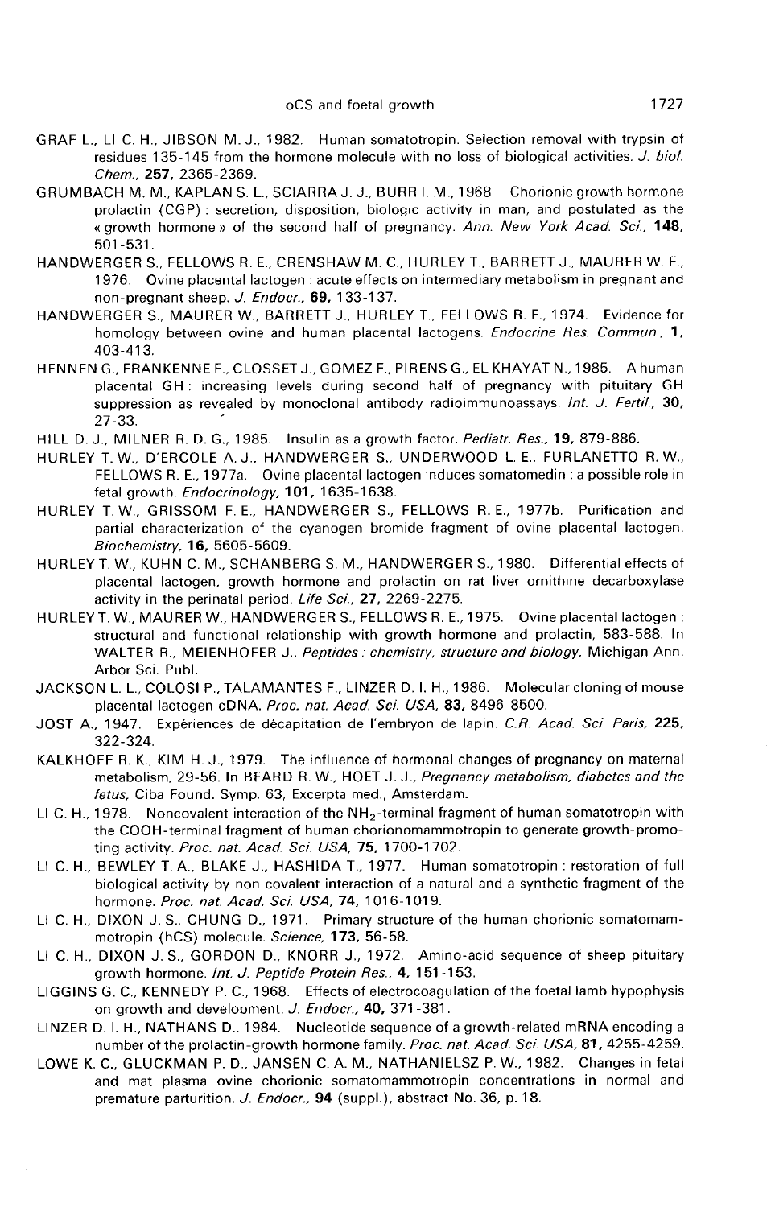GRAF L., LI C. H., JIBSON M. J., 1982. Human somatotropin. Selection removal with trypsin of residues 135-145 from the hormone molecule with no loss of biological activities. *J. biol. Chem.*, **257**, 2365-2369.

GRUMBACH M. M., KAPLAN S. L., SCIARRA J. J., BURR I. M., 1968. Chorionic growth hormone prolactin (CGP) : secretion, disposition, biologic activity in man, and postulated as the « growth hormone » of the second half of pregnancy. *Ann. New York Acad. Sci.*, **148**, 501-531.

HANDWERGER S., FELLOWS R. E., CRENSHAW M. C., HURLEY T., BARRETT J., MAURER W. F., 1976. Ovine placental lactogen : acute effects on intermediary metabolism in pregnant and non-pregnant sheep. *J. Endocr.*, **69**, 133-137.

HANDWERGER S., MAURER W., BARRETT J., HURLEY T., FELLOWS R. E., 1974. Evidence for homology between ovine and human placental lactogens. *Endocrine Res. Commun.*, **1**, 403-413.

HENNEN G., FRANKENNE F., CLOSSET J., GOMEZ F., PIRENS G., EL KHAYAT N., 1985. A human placental GH : increasing levels during second half of pregnancy with pituitary GH suppression as revealed by monoclonal antibody radioimmunoassays. *Int. J. Fertil.*, **30**, 27-33.

HILL D. J., MILNER R. D. G., 1985. Insulin as a growth factor. *Pediatr. Res.*, **19**, 879-886.

HURLEY T. W., D'ERCOLE A. J., HANDWERGER S., UNDERWOOD L. E., FURLANETTO R. W., FELLOWS R. E., 1977a. Ovine placental lactogen induces somatomedin : a possible role in fetal growth. *Endocrinology*, **101**, 1635-1638.

HURLEY T. W., GRISSOM F. E., HANDWERGER S., FELLOWS R. E., 1977b. Purification and partial characterization of the cyanogen bromide fragment of ovine placental lactogen. *Biochemistry*, **16**, 5605-5609.

HURLEY T. W., KUHN C. M., SCHANBERG S. M., HANDWERGER S., 1980. Differential effects of placental lactogen, growth hormone and prolactin on rat liver ornithine decarboxylase activity in the perinatal period. *Life Sci.*, **27**, 2269-2275.

HURLEY T. W., MAURER W., HANDWERGER S., FELLOWS R. E., 1975. Ovine placental lactogen : structural and functional relationship with growth hormone and prolactin, 583-588. In WALTER R., MEIENHOFER J., *Peptides : chemistry, structure and biology*. Michigan Ann. Arbor Sci. Publ.

JACKSON L. L., COLOSI P., TALAMANTES F., LINZER D. I. H., 1986. Molecular cloning of mouse placental lactogen cDNA. *Proc. nat. Acad. Sci. USA*, **83**, 8496-8500.

JOST A., 1947. Expériences de décapitation de l'embryon de lapin. *C.R. Acad. Sci. Paris*, **225**, 322-324.

KALKHOFF R. K., KIM H. J., 1979. The influence of hormonal changes of pregnancy on maternal metabolism, 29-56. In BEARD R. W., HOET J. J., *Pregnancy metabolism, diabetes and the fetus*, Ciba Found. Symp. 63, Excerpta med., Amsterdam.

LI C. H., 1978. Noncovalent interaction of the $NH_2$-terminal fragment of human somatotropin with the COOH-terminal fragment of human chorionomammotropin to generate growth-promoting activity. *Proc. nat. Acad. Sci. USA*, **75**, 1700-1702.

LI C. H., BEWLEY T. A., BLAKE J., HASHIDA T., 1977. Human somatotropin : restoration of full biological activity by non covalent interaction of a natural and a synthetic fragment of the hormone. *Proc. nat. Acad. Sci. USA*, **74**, 1016-1019.

LI C. H., DIXON J. S., CHUNG D., 1971. Primary structure of the human chorionic somatomammotropin (hCS) molecule. *Science*, **173**, 56-58.

LI C. H., DIXON J. S., GORDON D., KNORR J., 1972. Amino-acid sequence of sheep pituitary growth hormone. *Int. J. Peptide Protein Res.*, **4**, 151-153.

LIGGINS G. C., KENNEDY P. C., 1968. Effects of electrocoagulation of the foetal lamb hypophysis on growth and development. *J. Endocr.*, **40**, 371-381.

LINZER D. I. H., NATHANS D., 1984. Nucleotide sequence of a growth-related mRNA encoding a number of the prolactin-growth hormone family. *Proc. nat. Acad. Sci. USA*, **81**, 4255-4259.

LOWE K. C., GLUCKMAN P. D., JANSEN C. A. M., NATHANIELSZ P. W., 1982. Changes in fetal and mat plasma ovine chorionic somatomammotropin concentrations in normal and premature parturition. *J. Endocr.*, **94** (suppl.), abstract No. 36, p. 18.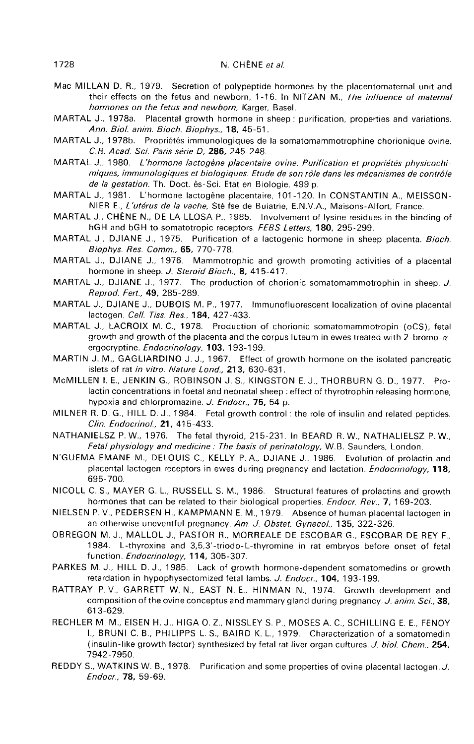Mac MILLAN D. R., 1979. Secretion of polypeptide hormones by the placentomaternal unit and their effects on the fetus and newborn, 1-16. In NITZAN M., *The influence of maternal hormones on the fetus and newborn,* Karger, Basel.

MARTAL J., 1978a. Placental growth hormone in sheep : purification, properties and variations. *Ann. Biol. anim. Bioch. Biophys.,* **18,** 45-51.

MARTAL J., 1978b. Propriétés immunologiques de la somatomammotrophine chorionique ovine. *C.R. Acad. Sci. Paris série D,* **286,** 245-248.

MARTAL J., 1980. *L'hormone lactogène placentaire ovine. Purification et propriétés physicochimiques, immunologiques et biologiques. Etude de son rôle dans les mécanismes de contrôle de la gestation.* Th. Doct. ès-Sci. Etat en Biologie, 499 p.

MARTAL J., 1981. L'hormone lactogène placentaire, 101-120. In CONSTANTIN A., MEISSONNIER E., *L'utérus de la vache,* Sté fse de Buiatrie, E.N.V.A., Maisons-Alfort, France.

MARTAL J., CHÊNE N., DE LA LLOSA P., 1985. Involvement of lysine residues in the binding of hGH and bGH to somatotropic receptors. *FEBS Letters,* **180,** 295-299.

MARTAL J., DJIANE J., 1975. Purification of a lactogenic hormone in sheep placenta. *Bioch. Biophys. Res. Comm.,* **65,** 770-778.

MARTAL J., DJIANE J., 1976. Mammotrophic and growth promoting activities of a placental hormone in sheep. *J. Steroid Bioch.,* **8,** 415-417.

MARTAL J., DJIANE J., 1977. The production of chorionic somatomammotrophin in sheep. *J. Reprod. Fert.,* **49,** 285-289.

MARTAL J., DJIANE J., DUBOIS M. P., 1977. Immunofluorescent localization of ovine placental lactogen. *Cell. Tiss. Res.,* **184,** 427-433.

MARTAL J., LACROIX M. C., 1978. Production of chorionic somatomammotropin (oCS), fetal growth and growth of the placenta and the corpus luteum in ewes treated with 2-bromo-$\alpha$-ergocryptine. *Endocrinology,* **103,** 193-199.

MARTIN J. M., GAGLIARDINO J. J., 1967. Effect of growth hormone on the isolated pancreatic islets of rat *in vitro. Nature Lond.,* **213,** 630-631.

McMILLEN I. E., JENKIN G., ROBINSON J. S., KINGSTON E. J., THORBURN G. D., 1977. Prolactin concentrations in foetal and neonatal sheep : effect of thyrotrophin releasing hormone, hypoxia and chlorpromazine. *J. Endocr.,* **75,** 54 p.

MILNER R. D. G., HILL D. J., 1984. Fetal growth control : the role of insulin and related peptides. *Clin. Endocrinol.,* **21,** 415-433.

NATHANIELSZ P. W., 1976. The fetal thyroid, 215-231. In BEARD R. W., NATHALIELSZ P. W., *Fetal physiology and medicine : The basis of perinatology,* W.B. Saunders, London.

N'GUEMA EMANE M., DELOUIS C., KELLY P. A., DJIANE J., 1986. Evolution of prolactin and placental lactogen receptors in ewes during pregnancy and lactation. *Endocrinology,* **118,** 695-700.

NICOLL C. S., MAYER G. L., RUSSELL S. M., 1986. Structural features of prolactins and growth hormones that can be related to their biological properties. *Endocr. Rev.,* **7,** 169-203.

NIELSEN P. V., PEDERSEN H., KAMPMANN E. M., 1979. Absence of human placental lactogen in an otherwise uneventful pregnancy. *Am. J. Obstet. Gynecol.,* **135,** 322-326.

OBREGON M. J., MALLOL J., PASTOR R., MORREALE DE ESCOBAR G., ESCOBAR DE REY F., 1984. L-thyroxine and 3,5,3'-triodo-L-thyromine in rat embryos before onset of fetal function. *Endocrinology,* **114,** 305-307.

PARKES M. J., HILL D. J., 1985. Lack of growth hormone-dependent somatomedins or growth retardation in hypophysectomized fetal lambs. *J. Endocr.,* **104,** 193-199.

RATTRAY P. V., GARRETT W. N., EAST N. E., HINMAN N., 1974. Growth development and composition of the ovine conceptus and mammary gland during pregnancy. *J. anim. Sci.,* **38,** 613-629.

RECHLER M. M., EISEN H. J., HIGA O. Z., NISSLEY S. P., MOSES A. C., SCHILLING E. E., FENOY I., BRUNI C. B., PHILIPPS L. S., BAIRD K. L., 1979. Characterization of a somatomedin (insulin-like growth factor) synthesized by fetal rat liver organ cultures. *J. biol. Chem.,* **254,** 7942-7950.

REDDY S., WATKINS W. B., 1978. Purification and some properties of ovine placental lactogen. *J. Endocr.,* **78,** 59-69.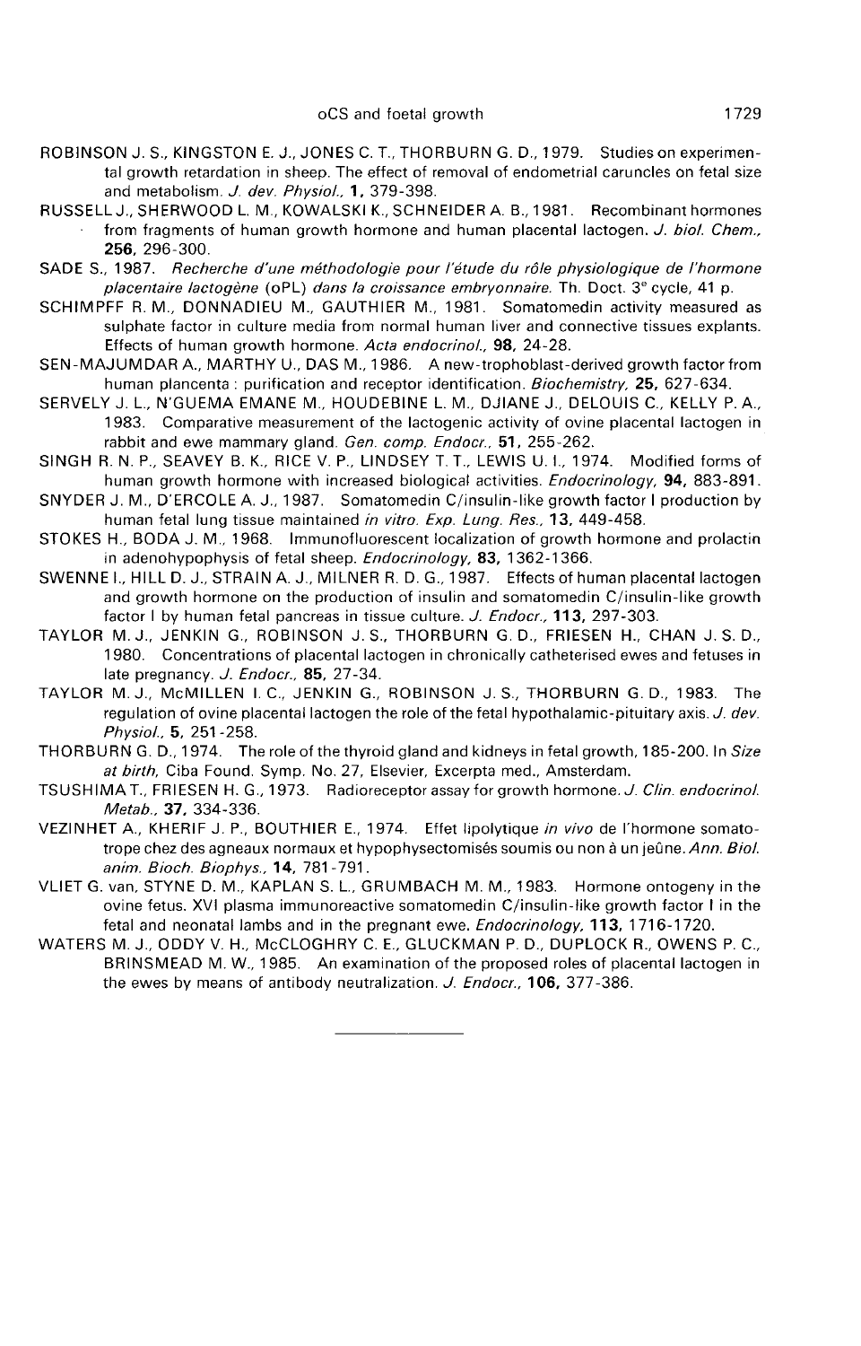ROBINSON J. S., KINGSTON E. J., JONES C. T., THORBURN G. D., 1979. Studies on experimental growth retardation in sheep. The effect of removal of endometrial caruncles on fetal size and metabolism. *J. dev. Physiol.*, **1**, 379-398.

RUSSELL J., SHERWOOD L. M., KOWALSKI K., SCHNEIDER A. B., 1981. Recombinant hormones from fragments of human growth hormone and human placental lactogen. *J. biol. Chem.*, **256**, 296-300.

SADE S., 1987. *Recherche d'une méthodologie pour l'étude du rôle physiologique de l'hormone placentaire lactogène* (oPL) *dans la croissance embryonnaire.* Th. Doct. 3e cycle, 41 p.

SCHIMPFF R. M., DONNADIEU M., GAUTHIER M., 1981. Somatomedin activity measured as sulphate factor in culture media from normal human liver and connective tissues explants. Effects of human growth hormone. *Acta endocrinol.*, **98**, 24-28.

SEN-MAJUMDAR A., MARTHY U., DAS M., 1986. A new-trophoblast-derived growth factor from human plancenta : purification and receptor identification. *Biochemistry*, **25**, 627-634.

SERVELY J. L., N'GUEMA EMANE M., HOUDEBINE L. M., DJIANE J., DELOUIS C., KELLY P. A., 1983. Comparative measurement of the lactogenic activity of ovine placental lactogen in rabbit and ewe mammary gland. *Gen. comp. Endocr.*, **51**, 255-262.

SINGH R. N. P., SEAVEY B. K., RICE V. P., LINDSEY T. T., LEWIS U. I., 1974. Modified forms of human growth hormone with increased biological activities. *Endocrinology*, **94**, 883-891.

SNYDER J. M., D'ERCOLE A. J., 1987. Somatomedin C/insulin-like growth factor I production by human fetal lung tissue maintained *in vitro*. *Exp. Lung. Res.*, **13**, 449-458.

STOKES H., BODA J. M., 1968. Immunofluorescent localization of growth hormone and prolactin in adenohypophysis of fetal sheep. *Endocrinology*, **83**, 1362-1366.

SWENNE I., HILL D. J., STRAIN A. J., MILNER R. D. G., 1987. Effects of human placental lactogen and growth hormone on the production of insulin and somatomedin C/insulin-like growth factor I by human fetal pancreas in tissue culture. *J. Endocr.*, **113**, 297-303.

TAYLOR M. J., JENKIN G., ROBINSON J. S., THORBURN G. D., FRIESEN H., CHAN J. S. D., 1980. Concentrations of placental lactogen in chronically catheterised ewes and fetuses in late pregnancy. *J. Endocr.*, **85**, 27-34.

TAYLOR M. J., McMILLEN I. C., JENKIN G., ROBINSON J. S., THORBURN G. D., 1983. The regulation of ovine placental lactogen the role of the fetal hypothalamic-pituitary axis. *J. dev. Physiol.*, **5**, 251-258.

THORBURN G. D., 1974. The role of the thyroid gland and kidneys in fetal growth, 185-200. In *Size at birth*, Ciba Found. Symp. No. 27, Elsevier, Excerpta med., Amsterdam.

TSUSHIMA T., FRIESEN H. G., 1973. Radioreceptor assay for growth hormone. *J. Clin. endocrinol. Metab.*, **37**, 334-336.

VEZINHET A., KHERIF J. P., BOUTHIER E., 1974. Effet lipolytique *in vivo* de l'hormone somatotrope chez des agneaux normaux et hypophysectomisés soumis ou non à un jeûne. *Ann. Biol. anim. Bioch. Biophys.*, **14**, 781-791.

VLIET G. van, STYNE D. M., KAPLAN S. L., GRUMBACH M. M., 1983. Hormone ontogeny in the ovine fetus. XVI plasma immunoreactive somatomedin C/insulin-like growth factor I in the fetal and neonatal lambs and in the pregnant ewe. *Endocrinology*, **113**, 1716-1720.

WATERS M. J., ODDY V. H., McCLOGHRY C. E., GLUCKMAN P. D., DUPLOCK R., OWENS P. C., BRINSMEAD M. W., 1985. An examination of the proposed roles of placental lactogen in the ewes by means of antibody neutralization. *J. Endocr.*, **106**, 377-386.